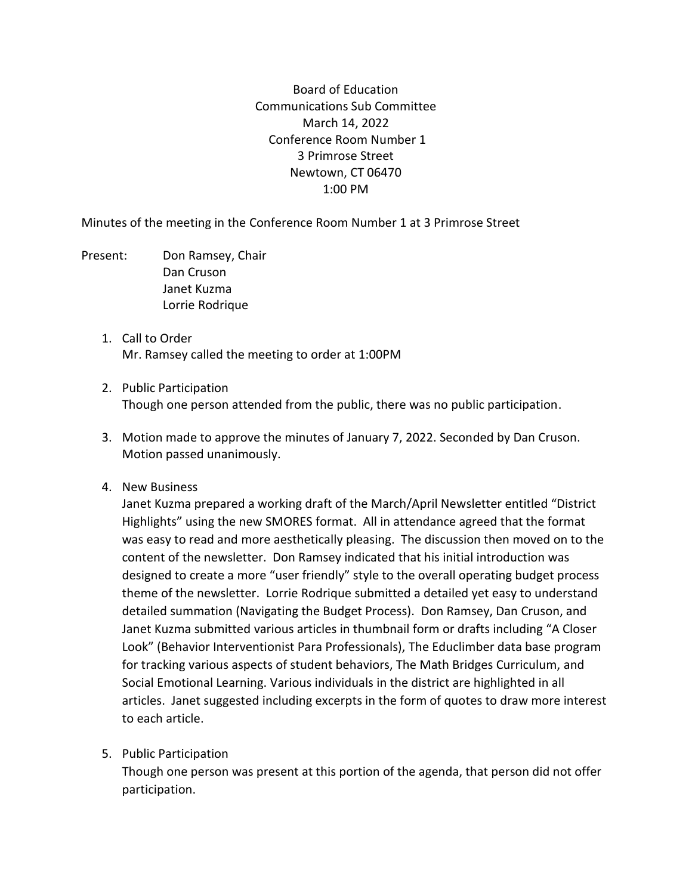Board of Education
Communications Sub Committee
March 14, 2022
Conference Room Number 1
3 Primrose Street
Newtown, CT 06470
1:00 PM

Minutes of the meeting in the Conference Room Number 1 at 3 Primrose Street

Present: Don Ramsey, Chair
Dan Cruson
Janet Kuzma
Lorrie Rodrique

1. Call to Order
   Mr. Ramsey called the meeting to order at 1:00PM

2. Public Participation
   Though one person attended from the public, there was no public participation.

3. Motion made to approve the minutes of January 7, 2022. Seconded by Dan Cruson. Motion passed unanimously.

4. New Business
   Janet Kuzma prepared a working draft of the March/April Newsletter entitled "District Highlights" using the new SMORES format. All in attendance agreed that the format was easy to read and more aesthetically pleasing. The discussion then moved on to the content of the newsletter. Don Ramsey indicated that his initial introduction was designed to create a more "user friendly" style to the overall operating budget process theme of the newsletter. Lorrie Rodrique submitted a detailed yet easy to understand detailed summation (Navigating the Budget Process). Don Ramsey, Dan Cruson, and Janet Kuzma submitted various articles in thumbnail form or drafts including "A Closer Look" (Behavior Interventionist Para Professionals), The Educlimber data base program for tracking various aspects of student behaviors, The Math Bridges Curriculum, and Social Emotional Learning. Various individuals in the district are highlighted in all articles. Janet suggested including excerpts in the form of quotes to draw more interest to each article.

5. Public Participation
   Though one person was present at this portion of the agenda, that person did not offer participation.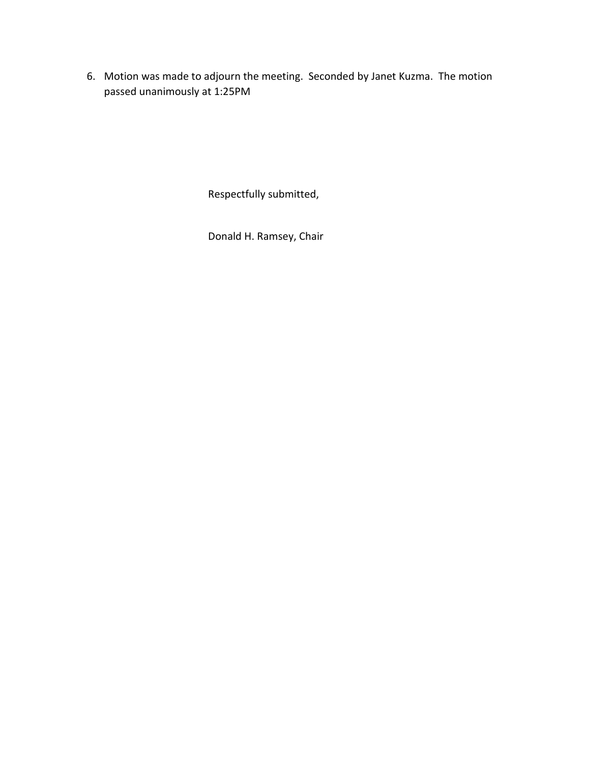6. Motion was made to adjourn the meeting. Seconded by Janet Kuzma. The motion passed unanimously at 1:25PM

Respectfully submitted,

Donald H. Ramsey, Chair